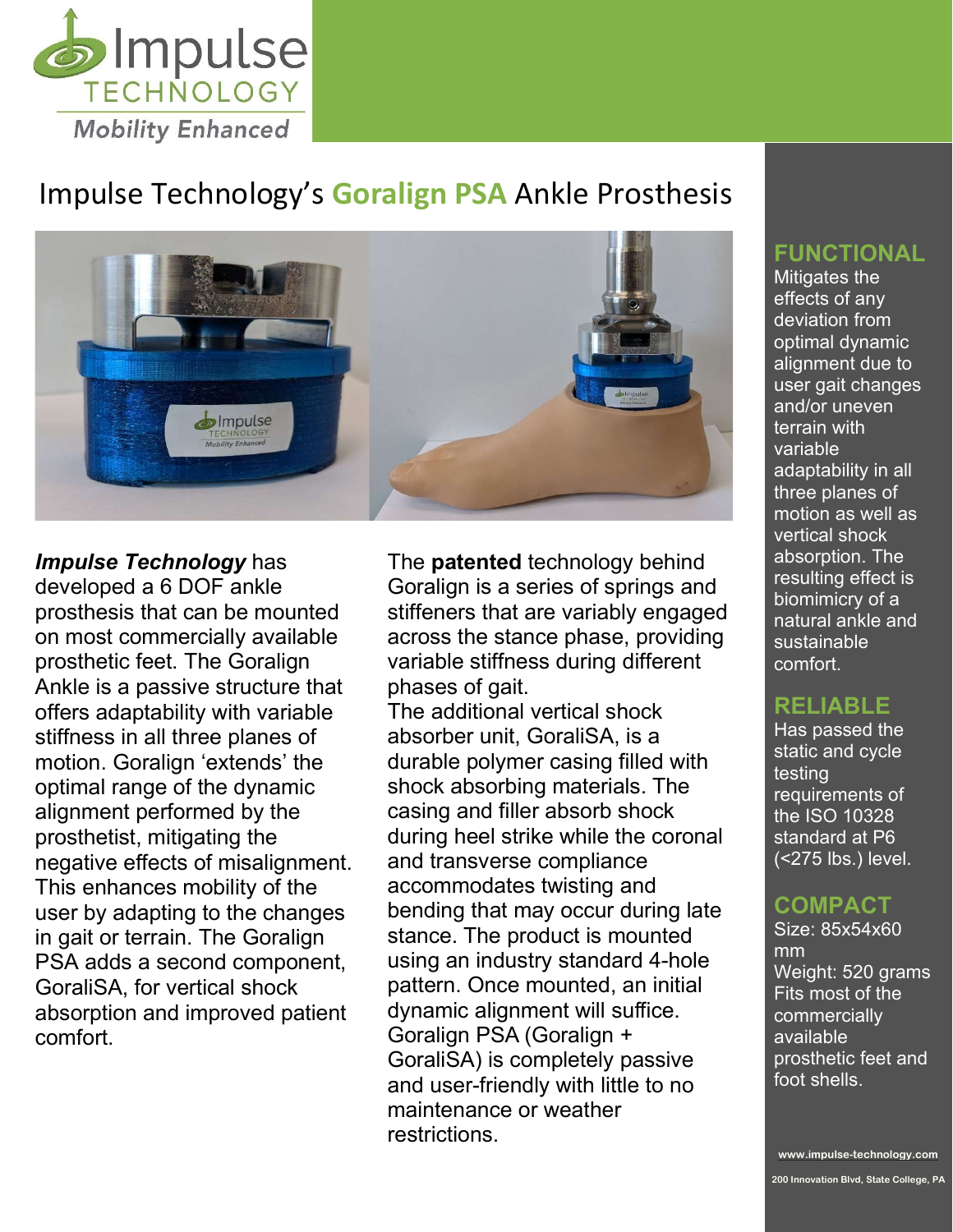Impulse TECHNOLOGY

Mobility Enhanced

# Impulse Technology's **Goralign PSA** Ankle Prosthesis

***Impulse Technology*** has developed a 6 DOF ankle prosthesis that can be mounted on most commercially available prosthetic feet. The Goralign Ankle is a passive structure that offers adaptability with variable stiffness in all three planes of motion. Goralign 'extends' the optimal range of the dynamic alignment performed by the prosthetist, mitigating the negative effects of misalignment. This enhances mobility of the user by adapting to the changes in gait or terrain. The Goralign PSA adds a second component, GoraliSA, for vertical shock absorption and improved patient comfort.

The **patented** technology behind Goralign is a series of springs and stiffeners that are variably engaged across the stance phase, providing variable stiffness during different phases of gait.
The additional vertical shock absorber unit, GoraliSA, is a durable polymer casing filled with shock absorbing materials. The casing and filler absorb shock during heel strike while the coronal and transverse compliance accommodates twisting and bending that may occur during late stance. The product is mounted using an industry standard 4-hole pattern. Once mounted, an initial dynamic alignment will suffice. Goralign PSA (Goralign + GoraliSA) is completely passive and user-friendly with little to no maintenance or weather restrictions.

## FUNCTIONAL

Mitigates the effects of any deviation from optimal dynamic alignment due to user gait changes and/or uneven terrain with variable adaptability in all three planes of motion as well as vertical shock absorption. The resulting effect is biomimicry of a natural ankle and sustainable comfort.

## RELIABLE

Has passed the static and cycle testing requirements of the ISO 10328 standard at P6 (<275 lbs.) level.

## COMPACT

Size: 85x54x60 mm
Weight: 520 grams
Fits most of the commercially available prosthetic feet and foot shells.

www.impulse-technology.com

200 Innovation Blvd, State College, PA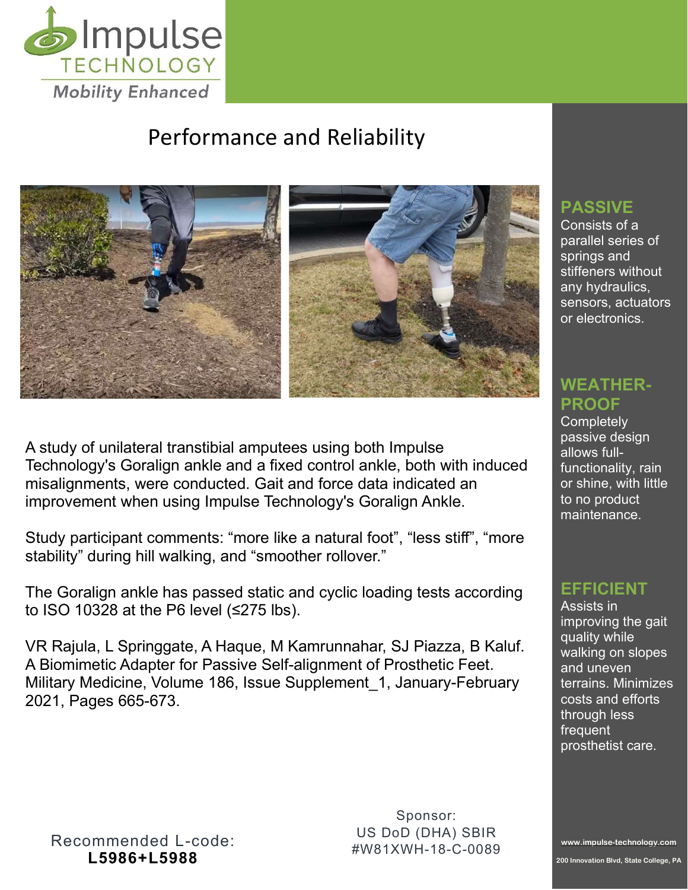Impulse TECHNOLOGY

*Mobility Enhanced*

# Performance and Reliability

A study of unilateral transtibial amputees using both Impulse Technology's Goralign ankle and a fixed control ankle, both with induced misalignments, were conducted. Gait and force data indicated an improvement when using Impulse Technology's Goralign Ankle.

Study participant comments: “more like a natural foot”, “less stiff”, “more stability” during hill walking, and “smoother rollover.”

The Goralign ankle has passed static and cyclic loading tests according to ISO 10328 at the P6 level (≤275 lbs).

VR Rajula, L Springgate, A Haque, M Kamrunnahar, SJ Piazza, B Kaluf. A Biomimetic Adapter for Passive Self-alignment of Prosthetic Feet. Military Medicine, Volume 186, Issue Supplement_1, January-February 2021, Pages 665-673.

## PASSIVE

Consists of a parallel series of springs and stiffeners without any hydraulics, sensors, actuators or electronics.

## WEATHER-PROOF

Completely passive design allows full-functionality, rain or shine, with little to no product maintenance.

## EFFICIENT

Assists in improving the gait quality while walking on slopes and uneven terrains. Minimizes costs and efforts through less frequent prosthetist care.

Recommended L-code:
**L5986+L5988**

Sponsor:
US DoD (DHA) SBIR
#W81XWH-18-C-0089

www.impulse-technology.com

200 Innovation Blvd, State College, PA